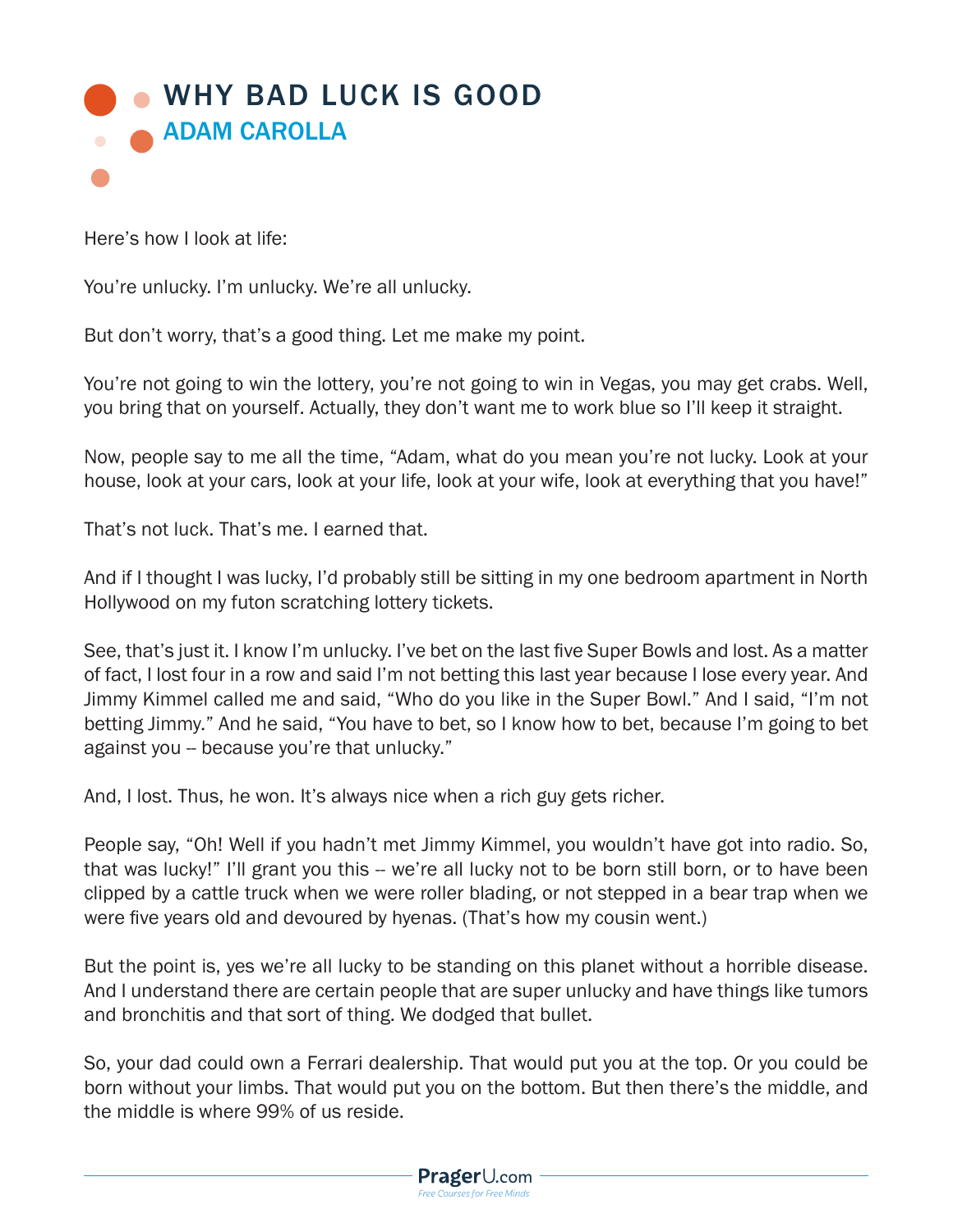# WHY BAD LUCK IS GOOD

## ADAM CAROLLA

Here's how I look at life:

You're unlucky. I'm unlucky. We're all unlucky.

But don't worry, that's a good thing. Let me make my point.

You're not going to win the lottery, you're not going to win in Vegas, you may get crabs. Well, you bring that on yourself. Actually, they don't want me to work blue so I'll keep it straight.

Now, people say to me all the time, "Adam, what do you mean you're not lucky. Look at your house, look at your cars, look at your life, look at your wife, look at everything that you have!"

That's not luck. That's me. I earned that.

And if I thought I was lucky, I'd probably still be sitting in my one bedroom apartment in North Hollywood on my futon scratching lottery tickets.

See, that's just it. I know I'm unlucky. I've bet on the last five Super Bowls and lost. As a matter of fact, I lost four in a row and said I'm not betting this last year because I lose every year. And Jimmy Kimmel called me and said, "Who do you like in the Super Bowl." And I said, "I'm not betting Jimmy." And he said, "You have to bet, so I know how to bet, because I'm going to bet against you -- because you're that unlucky."

And, I lost. Thus, he won. It's always nice when a rich guy gets richer.

People say, "Oh! Well if you hadn't met Jimmy Kimmel, you wouldn't have got into radio. So, that was lucky!" I'll grant you this -- we're all lucky not to be born still born, or to have been clipped by a cattle truck when we were roller blading, or not stepped in a bear trap when we were five years old and devoured by hyenas. (That's how my cousin went.)

But the point is, yes we're all lucky to be standing on this planet without a horrible disease. And I understand there are certain people that are super unlucky and have things like tumors and bronchitis and that sort of thing. We dodged that bullet.

So, your dad could own a Ferrari dealership. That would put you at the top. Or you could be born without your limbs. That would put you on the bottom. But then there's the middle, and the middle is where 99% of us reside.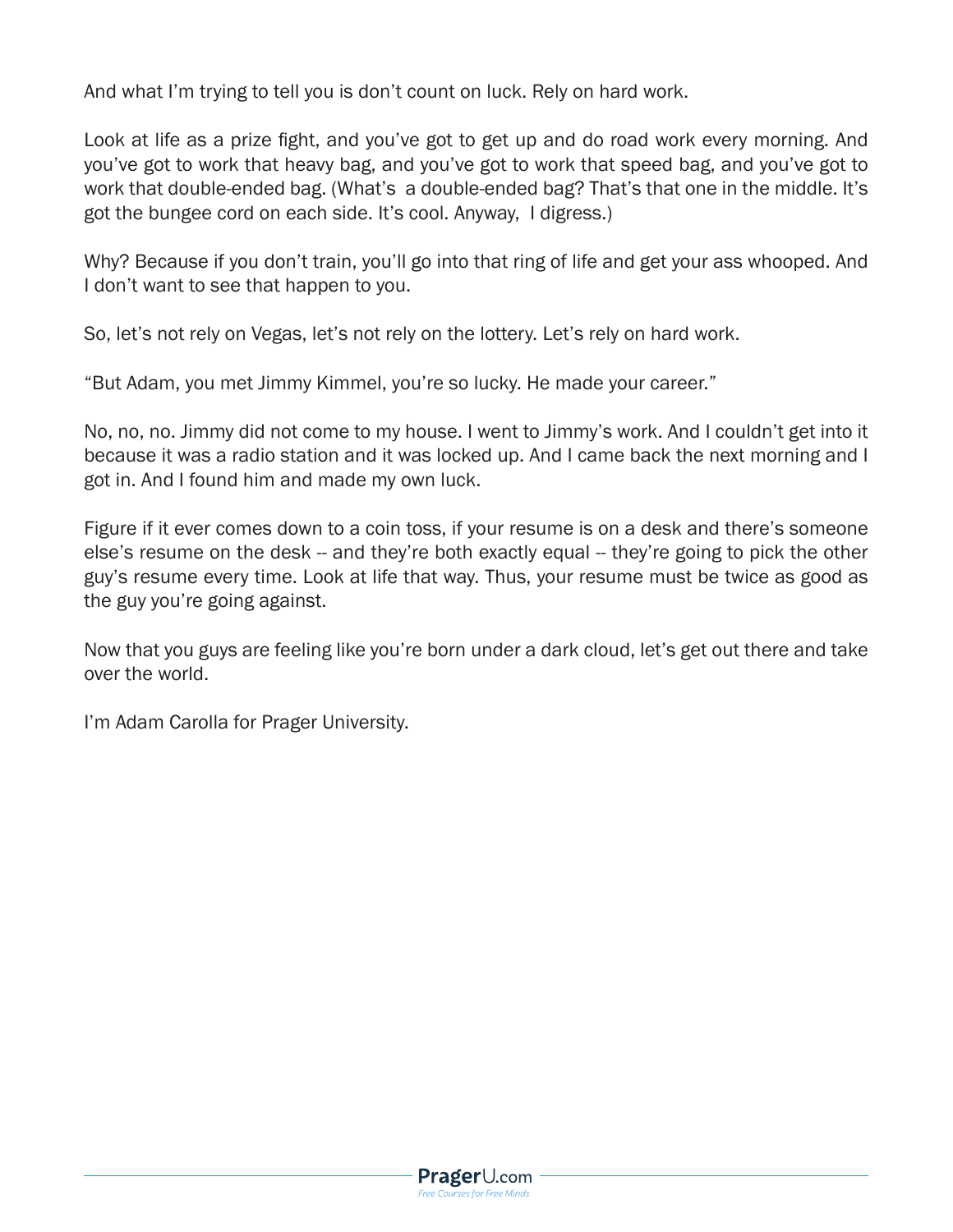And what I'm trying to tell you is don't count on luck. Rely on hard work.

Look at life as a prize fight, and you've got to get up and do road work every morning. And you've got to work that heavy bag, and you've got to work that speed bag, and you've got to work that double-ended bag. (What's a double-ended bag? That's that one in the middle. It's got the bungee cord on each side. It's cool. Anyway, I digress.)

Why? Because if you don't train, you'll go into that ring of life and get your ass whooped. And I don't want to see that happen to you.

So, let's not rely on Vegas, let's not rely on the lottery. Let's rely on hard work.

"But Adam, you met Jimmy Kimmel, you're so lucky. He made your career."

No, no, no. Jimmy did not come to my house. I went to Jimmy's work. And I couldn't get into it because it was a radio station and it was locked up. And I came back the next morning and I got in. And I found him and made my own luck.

Figure if it ever comes down to a coin toss, if your resume is on a desk and there's someone else's resume on the desk -- and they're both exactly equal -- they're going to pick the other guy's resume every time. Look at life that way. Thus, your resume must be twice as good as the guy you're going against.

Now that you guys are feeling like you're born under a dark cloud, let's get out there and take over the world.

I'm Adam Carolla for Prager University.